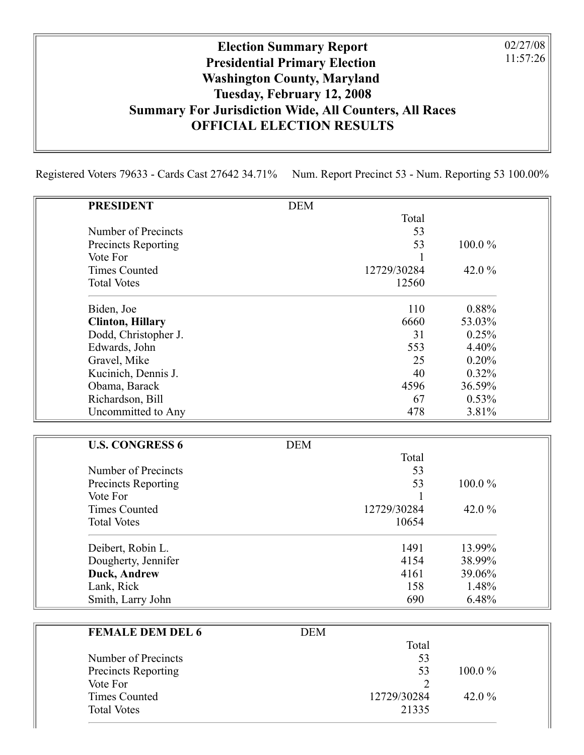# Election Summary Report
## Presidential Primary Election
## Washington County, Maryland
## Tuesday, February 12, 2008
## Summary For Jurisdiction Wide, All Counters, All Races
## OFFICIAL ELECTION RESULTS

02/27/08
11:57:26

Registered Voters 79633 - Cards Cast 27642 34.71%     Num. Report Precinct 53 - Num. Reporting 53 100.00%

| **PRESIDENT** | DEM | |
|---|---|---|
| | Total | |
| Number of Precincts | 53 | |
| Precincts Reporting | 53 | 100.0 % |
| Vote For | 1 | |
| Times Counted | 12729/30284 | 42.0 % |
| Total Votes | 12560 | |
| Biden, Joe | 110 | 0.88% |
| **Clinton, Hillary** | 6660 | 53.03% |
| Dodd, Christopher J. | 31 | 0.25% |
| Edwards, John | 553 | 4.40% |
| Gravel, Mike | 25 | 0.20% |
| Kucinich, Dennis J. | 40 | 0.32% |
| Obama, Barack | 4596 | 36.59% |
| Richardson, Bill | 67 | 0.53% |
| Uncommitted to Any | 478 | 3.81% |

| **U.S. CONGRESS 6** | DEM | |
|---|---|---|
| | Total | |
| Number of Precincts | 53 | |
| Precincts Reporting | 53 | 100.0 % |
| Vote For | 1 | |
| Times Counted | 12729/30284 | 42.0 % |
| Total Votes | 10654 | |
| Deibert, Robin L. | 1491 | 13.99% |
| Dougherty, Jennifer | 4154 | 38.99% |
| **Duck, Andrew** | 4161 | 39.06% |
| Lank, Rick | 158 | 1.48% |
| Smith, Larry John | 690 | 6.48% |

| **FEMALE DEM DEL 6** | DEM | |
|---|---|---|
| | Total | |
| Number of Precincts | 53 | |
| Precincts Reporting | 53 | 100.0 % |
| Vote For | 2 | |
| Times Counted | 12729/30284 | 42.0 % |
| Total Votes | 21335 | |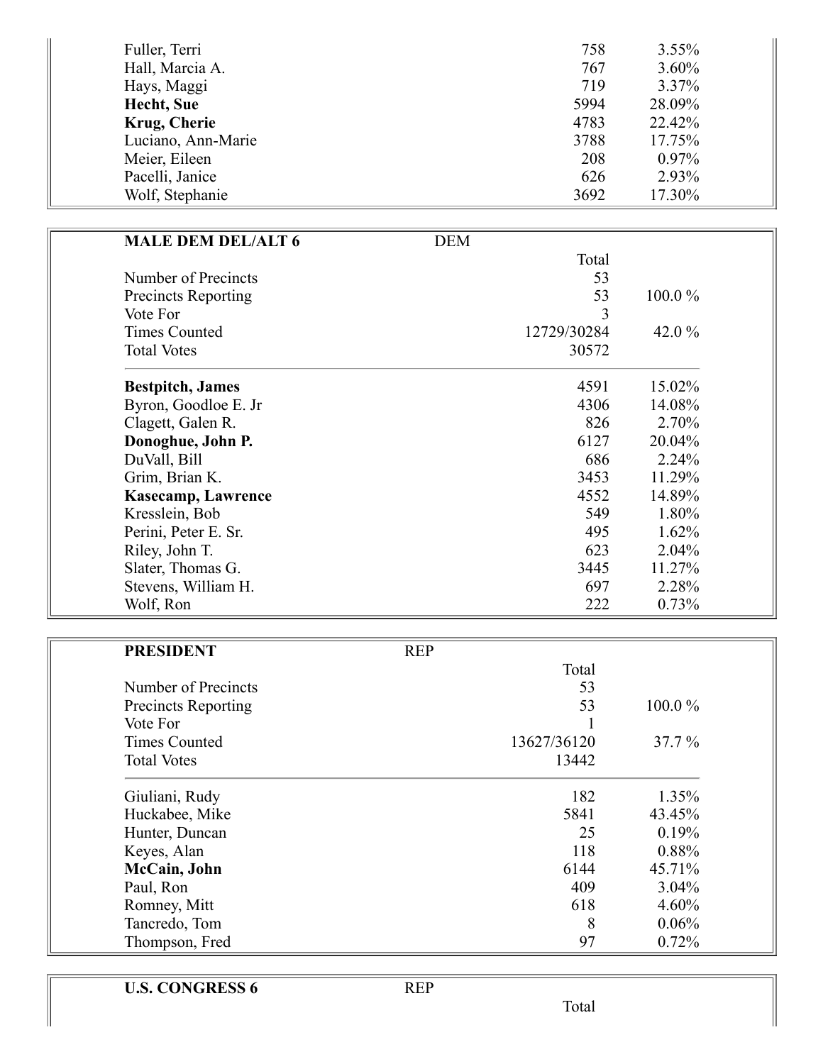| | | |
|---|---|---|
| Fuller, Terri | 758 | 3.55% |
| Hall, Marcia A. | 767 | 3.60% |
| Hays, Maggi | 719 | 3.37% |
| **Hecht, Sue** | 5994 | 28.09% |
| **Krug, Cherie** | 4783 | 22.42% |
| Luciano, Ann-Marie | 3788 | 17.75% |
| Meier, Eileen | 208 | 0.97% |
| Pacelli, Janice | 626 | 2.93% |
| Wolf, Stephanie | 3692 | 17.30% |

| **MALE DEM DEL/ALT 6** | DEM | |
|---|---|---|
| | Total | |
| Number of Precincts | 53 | |
| Precincts Reporting | 53 | 100.0 % |
| Vote For | 3 | |
| Times Counted | 12729/30284 | 42.0 % |
| Total Votes | 30572 | |
| **Bestpitch, James** | 4591 | 15.02% |
| Byron, Goodloe E. Jr | 4306 | 14.08% |
| Clagett, Galen R. | 826 | 2.70% |
| **Donoghue, John P.** | 6127 | 20.04% |
| DuVall, Bill | 686 | 2.24% |
| Grim, Brian K. | 3453 | 11.29% |
| **Kasecamp, Lawrence** | 4552 | 14.89% |
| Kresslein, Bob | 549 | 1.80% |
| Perini, Peter E. Sr. | 495 | 1.62% |
| Riley, John T. | 623 | 2.04% |
| Slater, Thomas G. | 3445 | 11.27% |
| Stevens, William H. | 697 | 2.28% |
| Wolf, Ron | 222 | 0.73% |

| **PRESIDENT** | REP | |
|---|---|---|
| | Total | |
| Number of Precincts | 53 | |
| Precincts Reporting | 53 | 100.0 % |
| Vote For | 1 | |
| Times Counted | 13627/36120 | 37.7 % |
| Total Votes | 13442 | |
| Giuliani, Rudy | 182 | 1.35% |
| Huckabee, Mike | 5841 | 43.45% |
| Hunter, Duncan | 25 | 0.19% |
| Keyes, Alan | 118 | 0.88% |
| **McCain, John** | 6144 | 45.71% |
| Paul, Ron | 409 | 3.04% |
| Romney, Mitt | 618 | 4.60% |
| Tancredo, Tom | 8 | 0.06% |
| Thompson, Fred | 97 | 0.72% |

| **U.S. CONGRESS 6** | REP | |
|---|---|---|
| | Total | |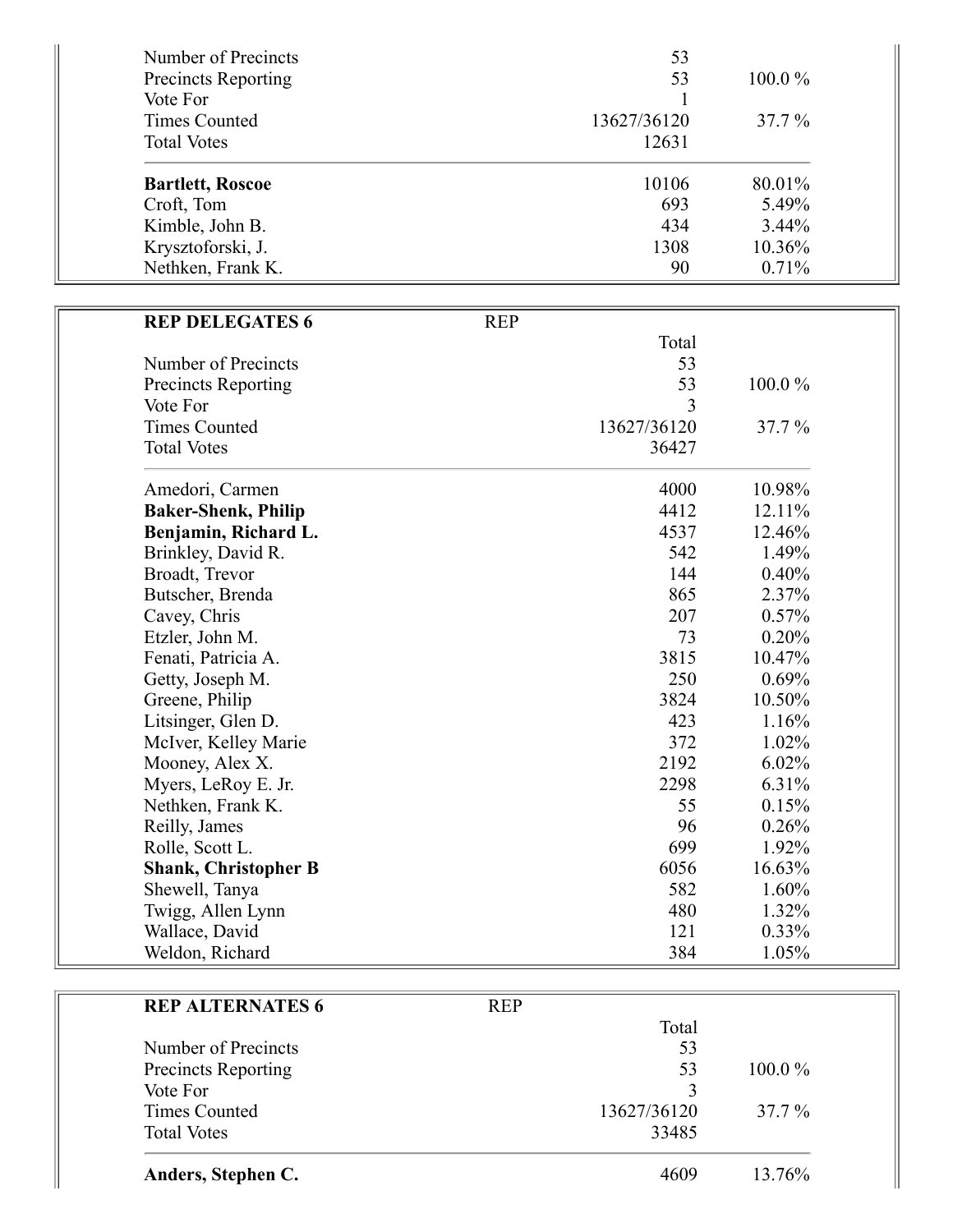| | | |
|---|---|---|
| Number of Precincts | 53 | |
| Precincts Reporting | 53 | 100.0 % |
| Vote For | 1 | |
| Times Counted | 13627/36120 | 37.7 % |
| Total Votes | 12631 | |
| **Bartlett, Roscoe** | 10106 | 80.01% |
| Croft, Tom | 693 | 5.49% |
| Kimble, John B. | 434 | 3.44% |
| Krysztoforski, J. | 1308 | 10.36% |
| Nethken, Frank K. | 90 | 0.71% |

| **REP DELEGATES 6** | REP | |
|---|---|---|
| | Total | |
| Number of Precincts | 53 | |
| Precincts Reporting | 53 | 100.0 % |
| Vote For | 3 | |
| Times Counted | 13627/36120 | 37.7 % |
| Total Votes | 36427 | |
| Amedori, Carmen | 4000 | 10.98% |
| **Baker-Shenk, Philip** | 4412 | 12.11% |
| **Benjamin, Richard L.** | 4537 | 12.46% |
| Brinkley, David R. | 542 | 1.49% |
| Broadt, Trevor | 144 | 0.40% |
| Butscher, Brenda | 865 | 2.37% |
| Cavey, Chris | 207 | 0.57% |
| Etzler, John M. | 73 | 0.20% |
| Fenati, Patricia A. | 3815 | 10.47% |
| Getty, Joseph M. | 250 | 0.69% |
| Greene, Philip | 3824 | 10.50% |
| Litsinger, Glen D. | 423 | 1.16% |
| McIver, Kelley Marie | 372 | 1.02% |
| Mooney, Alex X. | 2192 | 6.02% |
| Myers, LeRoy E. Jr. | 2298 | 6.31% |
| Nethken, Frank K. | 55 | 0.15% |
| Reilly, James | 96 | 0.26% |
| Rolle, Scott L. | 699 | 1.92% |
| **Shank, Christopher B** | 6056 | 16.63% |
| Shewell, Tanya | 582 | 1.60% |
| Twigg, Allen Lynn | 480 | 1.32% |
| Wallace, David | 121 | 0.33% |
| Weldon, Richard | 384 | 1.05% |

| **REP ALTERNATES 6** | REP | |
|---|---|---|
| | Total | |
| Number of Precincts | 53 | |
| Precincts Reporting | 53 | 100.0 % |
| Vote For | 3 | |
| Times Counted | 13627/36120 | 37.7 % |
| Total Votes | 33485 | |
| **Anders, Stephen C.** | 4609 | 13.76% |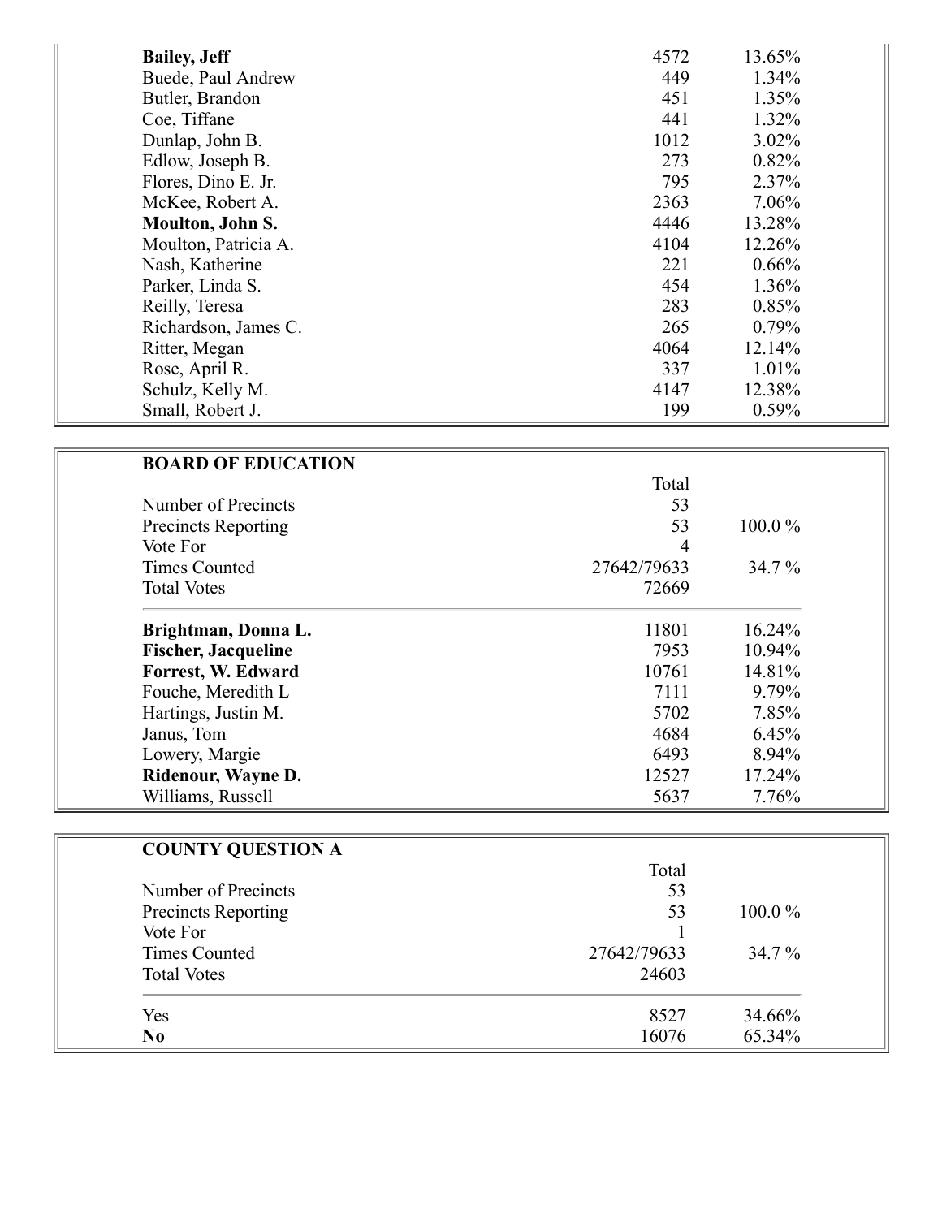| | | |
|---|---|---|
| **Bailey, Jeff** | 4572 | 13.65% |
| Buede, Paul Andrew | 449 | 1.34% |
| Butler, Brandon | 451 | 1.35% |
| Coe, Tiffane | 441 | 1.32% |
| Dunlap, John B. | 1012 | 3.02% |
| Edlow, Joseph B. | 273 | 0.82% |
| Flores, Dino E. Jr. | 795 | 2.37% |
| McKee, Robert A. | 2363 | 7.06% |
| **Moulton, John S.** | 4446 | 13.28% |
| Moulton, Patricia A. | 4104 | 12.26% |
| Nash, Katherine | 221 | 0.66% |
| Parker, Linda S. | 454 | 1.36% |
| Reilly, Teresa | 283 | 0.85% |
| Richardson, James C. | 265 | 0.79% |
| Ritter, Megan | 4064 | 12.14% |
| Rose, April R. | 337 | 1.01% |
| Schulz, Kelly M. | 4147 | 12.38% |
| Small, Robert J. | 199 | 0.59% |

**BOARD OF EDUCATION**

| | Total | |
|---|---|---|
| Number of Precincts | 53 | |
| Precincts Reporting | 53 | 100.0 % |
| Vote For | 4 | |
| Times Counted | 27642/79633 | 34.7 % |
| Total Votes | 72669 | |
| **Brightman, Donna L.** | 11801 | 16.24% |
| **Fischer, Jacqueline** | 7953 | 10.94% |
| **Forrest, W. Edward** | 10761 | 14.81% |
| Fouche, Meredith L | 7111 | 9.79% |
| Hartings, Justin M. | 5702 | 7.85% |
| Janus, Tom | 4684 | 6.45% |
| Lowery, Margie | 6493 | 8.94% |
| **Ridenour, Wayne D.** | 12527 | 17.24% |
| Williams, Russell | 5637 | 7.76% |

**COUNTY QUESTION A**

| | Total | |
|---|---|---|
| Number of Precincts | 53 | |
| Precincts Reporting | 53 | 100.0 % |
| Vote For | 1 | |
| Times Counted | 27642/79633 | 34.7 % |
| Total Votes | 24603 | |
| Yes | 8527 | 34.66% |
| **No** | 16076 | 65.34% |